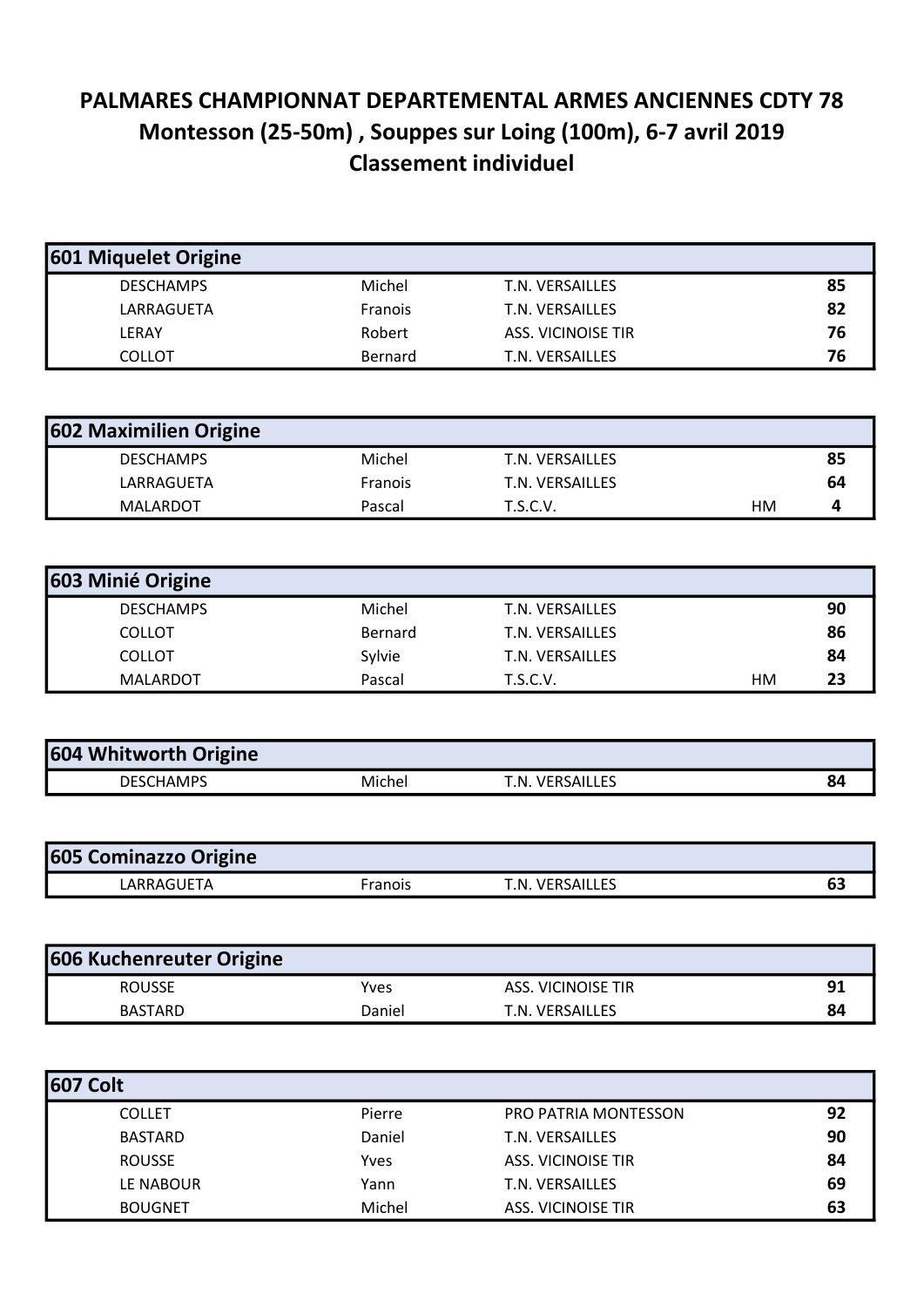# PALMARES CHAMPIONNAT DEPARTEMENTAL ARMES ANCIENNES CDTY 78
## Montesson (25-50m) , Souppes sur Loing (100m), 6-7 avril 2019
## Classement individuel

| 601 Miquelet Origine | | | | |
|---|---|---|---|---|
| DESCHAMPS | Michel | T.N. VERSAILLES | | 85 |
| LARRAGUETA | Franois | T.N. VERSAILLES | | 82 |
| LERAY | Robert | ASS. VICINOISE TIR | | 76 |
| COLLOT | Bernard | T.N. VERSAILLES | | 76 |

| 602 Maximilien Origine | | | | |
|---|---|---|---|---|
| DESCHAMPS | Michel | T.N. VERSAILLES | | 85 |
| LARRAGUETA | Franois | T.N. VERSAILLES | | 64 |
| MALARDOT | Pascal | T.S.C.V. | HM | 4 |

| 603 Minié Origine | | | | |
|---|---|---|---|---|
| DESCHAMPS | Michel | T.N. VERSAILLES | | 90 |
| COLLOT | Bernard | T.N. VERSAILLES | | 86 |
| COLLOT | Sylvie | T.N. VERSAILLES | | 84 |
| MALARDOT | Pascal | T.S.C.V. | HM | 23 |

| 604 Whitworth Origine | | | | |
|---|---|---|---|---|
| DESCHAMPS | Michel | T.N. VERSAILLES | | 84 |

| 605 Cominazzo Origine | | | | |
|---|---|---|---|---|
| LARRAGUETA | Franois | T.N. VERSAILLES | | 63 |

| 606 Kuchenreuter Origine | | | | |
|---|---|---|---|---|
| ROUSSE | Yves | ASS. VICINOISE TIR | | 91 |
| BASTARD | Daniel | T.N. VERSAILLES | | 84 |

| 607 Colt | | | | |
|---|---|---|---|---|
| COLLET | Pierre | PRO PATRIA MONTESSON | | 92 |
| BASTARD | Daniel | T.N. VERSAILLES | | 90 |
| ROUSSE | Yves | ASS. VICINOISE TIR | | 84 |
| LE NABOUR | Yann | T.N. VERSAILLES | | 69 |
| BOUGNET | Michel | ASS. VICINOISE TIR | | 63 |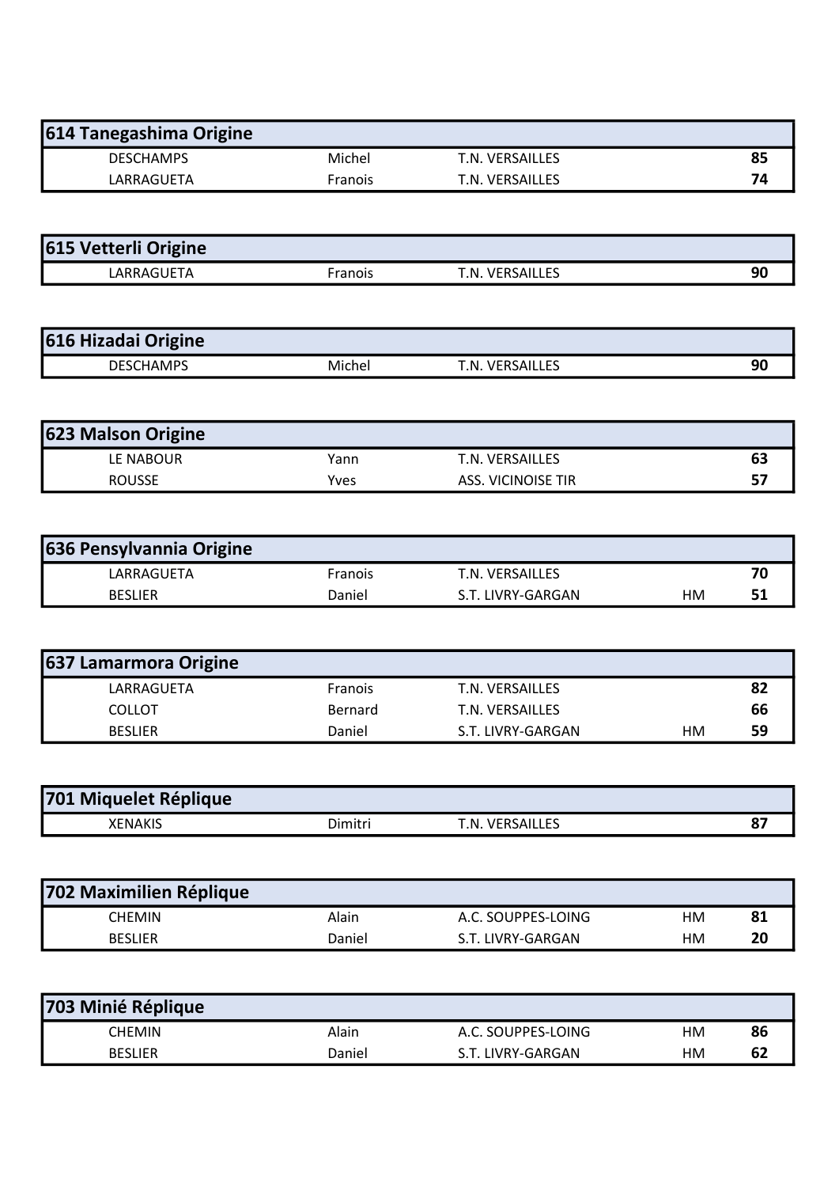## 614 Tanegashima Origine

| | | | | |
|---|---|---|---|---|
| DESCHAMPS | Michel | T.N. VERSAILLES | | **85** |
| LARRAGUETA | Franois | T.N. VERSAILLES | | **74** |

## 615 Vetterli Origine

| | | | | |
|---|---|---|---|---|
| LARRAGUETA | Franois | T.N. VERSAILLES | | **90** |

## 616 Hizadai Origine

| | | | | |
|---|---|---|---|---|
| DESCHAMPS | Michel | T.N. VERSAILLES | | **90** |

## 623 Malson Origine

| | | | | |
|---|---|---|---|---|
| LE NABOUR | Yann | T.N. VERSAILLES | | **63** |
| ROUSSE | Yves | ASS. VICINOISE TIR | | **57** |

## 636 Pensylvannia Origine

| | | | | |
|---|---|---|---|---|
| LARRAGUETA | Franois | T.N. VERSAILLES | | **70** |
| BESLIER | Daniel | S.T. LIVRY-GARGAN | HM | **51** |

## 637 Lamarmora Origine

| | | | | |
|---|---|---|---|---|
| LARRAGUETA | Franois | T.N. VERSAILLES | | **82** |
| COLLOT | Bernard | T.N. VERSAILLES | | **66** |
| BESLIER | Daniel | S.T. LIVRY-GARGAN | HM | **59** |

## 701 Miquelet Réplique

| | | | | |
|---|---|---|---|---|
| XENAKIS | Dimitri | T.N. VERSAILLES | | **87** |

## 702 Maximilien Réplique

| | | | | |
|---|---|---|---|---|
| CHEMIN | Alain | A.C. SOUPPES-LOING | HM | **81** |
| BESLIER | Daniel | S.T. LIVRY-GARGAN | HM | **20** |

## 703 Minié Réplique

| | | | | |
|---|---|---|---|---|
| CHEMIN | Alain | A.C. SOUPPES-LOING | HM | **86** |
| BESLIER | Daniel | S.T. LIVRY-GARGAN | HM | **62** |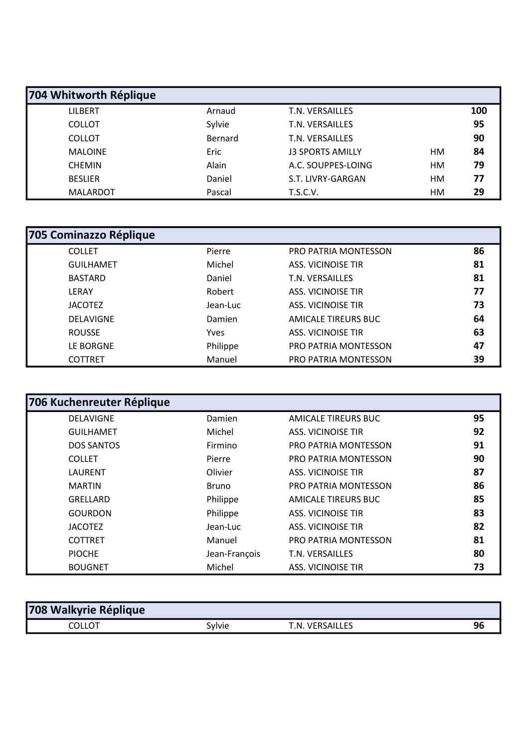| 704 Whitworth Réplique | | | | |
|---|---|---|---|---|
| LILBERT | Arnaud | T.N. VERSAILLES | | **100** |
| COLLOT | Sylvie | T.N. VERSAILLES | | **95** |
| COLLOT | Bernard | T.N. VERSAILLES | | **90** |
| MALOINE | Eric | J3 SPORTS AMILLY | HM | **84** |
| CHEMIN | Alain | A.C. SOUPPES-LOING | HM | **79** |
| BESLIER | Daniel | S.T. LIVRY-GARGAN | HM | **77** |
| MALARDOT | Pascal | T.S.C.V. | HM | **29** |

| 705 Cominazzo Réplique | | | | |
|---|---|---|---|---|
| COLLET | Pierre | PRO PATRIA MONTESSON | | **86** |
| GUILHAMET | Michel | ASS. VICINOISE TIR | | **81** |
| BASTARD | Daniel | T.N. VERSAILLES | | **81** |
| LERAY | Robert | ASS. VICINOISE TIR | | **77** |
| JACOTEZ | Jean-Luc | ASS. VICINOISE TIR | | **73** |
| DELAVIGNE | Damien | AMICALE TIREURS BUC | | **64** |
| ROUSSE | Yves | ASS. VICINOISE TIR | | **63** |
| LE BORGNE | Philippe | PRO PATRIA MONTESSON | | **47** |
| COTTRET | Manuel | PRO PATRIA MONTESSON | | **39** |

| 706 Kuchenreuter Réplique | | | | |
|---|---|---|---|---|
| DELAVIGNE | Damien | AMICALE TIREURS BUC | | **95** |
| GUILHAMET | Michel | ASS. VICINOISE TIR | | **92** |
| DOS SANTOS | Firmino | PRO PATRIA MONTESSON | | **91** |
| COLLET | Pierre | PRO PATRIA MONTESSON | | **90** |
| LAURENT | Olivier | ASS. VICINOISE TIR | | **87** |
| MARTIN | Bruno | PRO PATRIA MONTESSON | | **86** |
| GRELLARD | Philippe | AMICALE TIREURS BUC | | **85** |
| GOURDON | Philippe | ASS. VICINOISE TIR | | **83** |
| JACOTEZ | Jean-Luc | ASS. VICINOISE TIR | | **82** |
| COTTRET | Manuel | PRO PATRIA MONTESSON | | **81** |
| PIOCHE | Jean-François | T.N. VERSAILLES | | **80** |
| BOUGNET | Michel | ASS. VICINOISE TIR | | **73** |

| 708 Walkyrie Réplique | | | | |
|---|---|---|---|---|
| COLLOT | Sylvie | T.N. VERSAILLES | | **96** |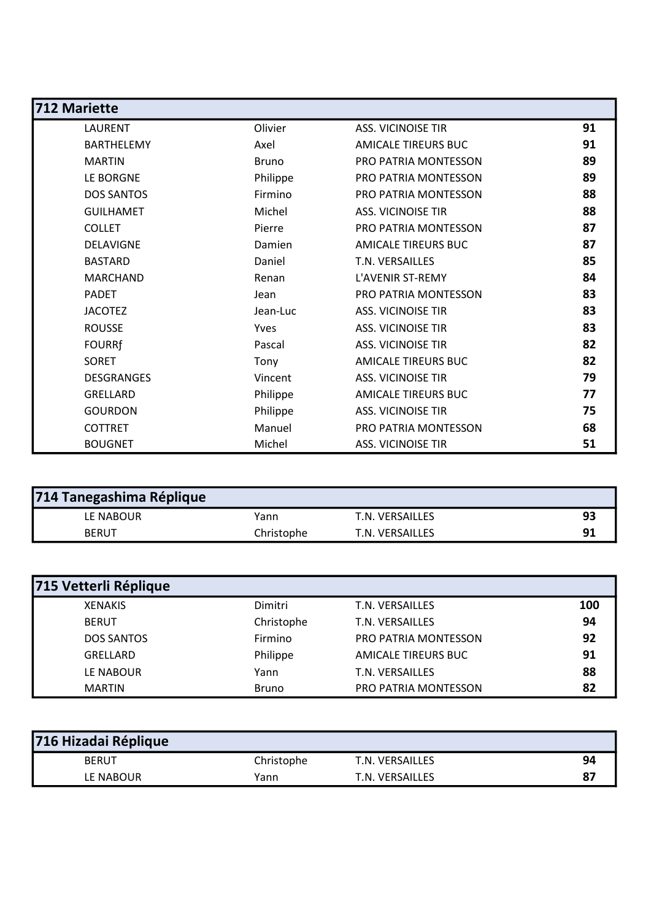| 712 Mariette | | | |
|---|---|---|---|
| LAURENT | Olivier | ASS. VICINOISE TIR | **91** |
| BARTHELEMY | Axel | AMICALE TIREURS BUC | **91** |
| MARTIN | Bruno | PRO PATRIA MONTESSON | **89** |
| LE BORGNE | Philippe | PRO PATRIA MONTESSON | **89** |
| DOS SANTOS | Firmino | PRO PATRIA MONTESSON | **88** |
| GUILHAMET | Michel | ASS. VICINOISE TIR | **88** |
| COLLET | Pierre | PRO PATRIA MONTESSON | **87** |
| DELAVIGNE | Damien | AMICALE TIREURS BUC | **87** |
| BASTARD | Daniel | T.N. VERSAILLES | **85** |
| MARCHAND | Renan | L'AVENIR ST-REMY | **84** |
| PADET | Jean | PRO PATRIA MONTESSON | **83** |
| JACOTEZ | Jean-Luc | ASS. VICINOISE TIR | **83** |
| ROUSSE | Yves | ASS. VICINOISE TIR | **83** |
| FOURRƒ | Pascal | ASS. VICINOISE TIR | **82** |
| SORET | Tony | AMICALE TIREURS BUC | **82** |
| DESGRANGES | Vincent | ASS. VICINOISE TIR | **79** |
| GRELLARD | Philippe | AMICALE TIREURS BUC | **77** |
| GOURDON | Philippe | ASS. VICINOISE TIR | **75** |
| COTTRET | Manuel | PRO PATRIA MONTESSON | **68** |
| BOUGNET | Michel | ASS. VICINOISE TIR | **51** |

| 714 Tanegashima Réplique | | | |
|---|---|---|---|
| LE NABOUR | Yann | T.N. VERSAILLES | **93** |
| BERUT | Christophe | T.N. VERSAILLES | **91** |

| 715 Vetterli Réplique | | | |
|---|---|---|---|
| XENAKIS | Dimitri | T.N. VERSAILLES | **100** |
| BERUT | Christophe | T.N. VERSAILLES | **94** |
| DOS SANTOS | Firmino | PRO PATRIA MONTESSON | **92** |
| GRELLARD | Philippe | AMICALE TIREURS BUC | **91** |
| LE NABOUR | Yann | T.N. VERSAILLES | **88** |
| MARTIN | Bruno | PRO PATRIA MONTESSON | **82** |

| 716 Hizadai Réplique | | | |
|---|---|---|---|
| BERUT | Christophe | T.N. VERSAILLES | **94** |
| LE NABOUR | Yann | T.N. VERSAILLES | **87** |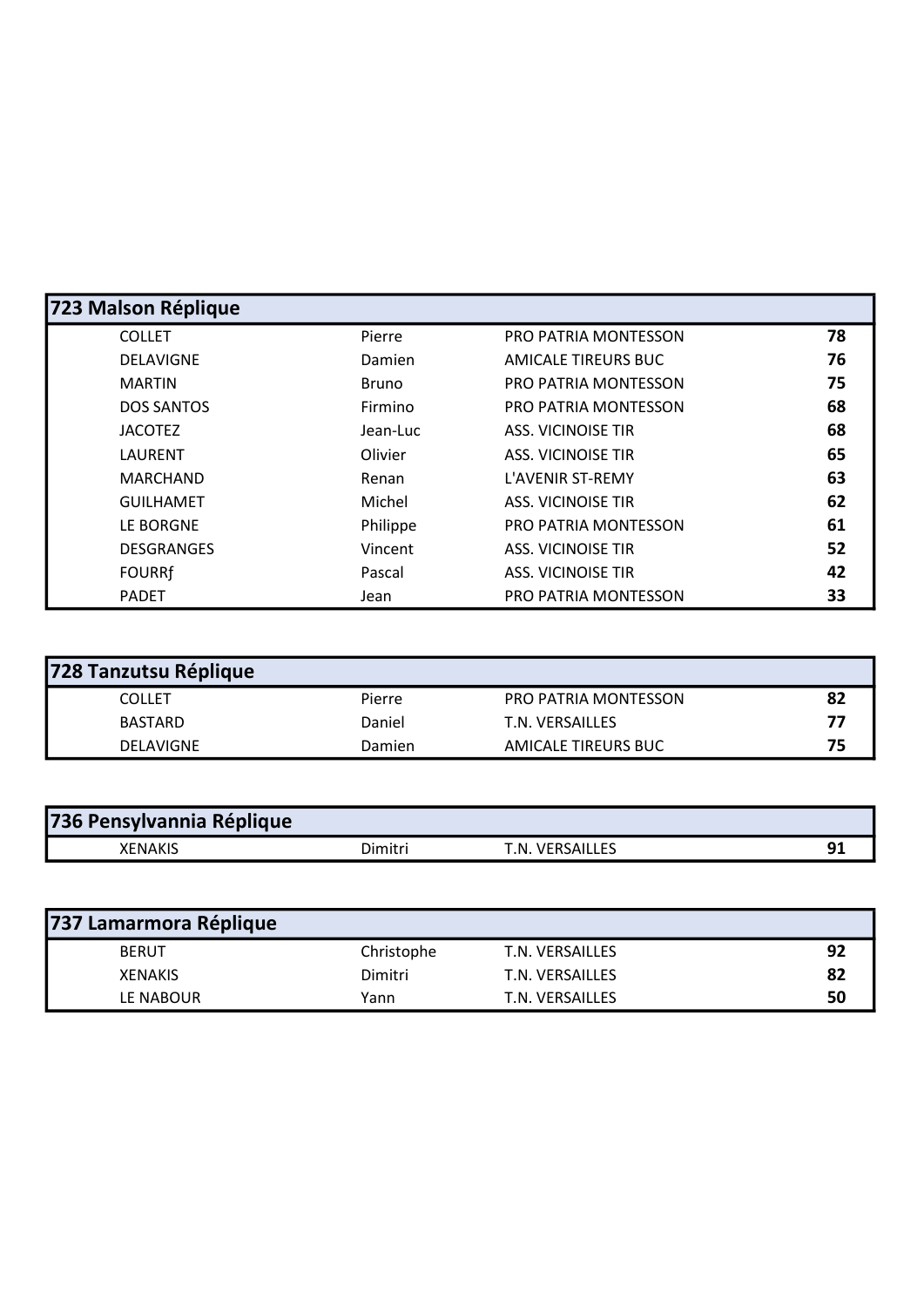## 723 Malson Réplique

| | | | |
|---|---|---|---|
| COLLET | Pierre | PRO PATRIA MONTESSON | **78** |
| DELAVIGNE | Damien | AMICALE TIREURS BUC | **76** |
| MARTIN | Bruno | PRO PATRIA MONTESSON | **75** |
| DOS SANTOS | Firmino | PRO PATRIA MONTESSON | **68** |
| JACOTEZ | Jean-Luc | ASS. VICINOISE TIR | **68** |
| LAURENT | Olivier | ASS. VICINOISE TIR | **65** |
| MARCHAND | Renan | L'AVENIR ST-REMY | **63** |
| GUILHAMET | Michel | ASS. VICINOISE TIR | **62** |
| LE BORGNE | Philippe | PRO PATRIA MONTESSON | **61** |
| DESGRANGES | Vincent | ASS. VICINOISE TIR | **52** |
| FOURRƒ | Pascal | ASS. VICINOISE TIR | **42** |
| PADET | Jean | PRO PATRIA MONTESSON | **33** |

## 728 Tanzutsu Réplique

| | | | |
|---|---|---|---|
| COLLET | Pierre | PRO PATRIA MONTESSON | **82** |
| BASTARD | Daniel | T.N. VERSAILLES | **77** |
| DELAVIGNE | Damien | AMICALE TIREURS BUC | **75** |

## 736 Pensylvannia Réplique

| | | | |
|---|---|---|---|
| XENAKIS | Dimitri | T.N. VERSAILLES | **91** |

## 737 Lamarmora Réplique

| | | | |
|---|---|---|---|
| BERUT | Christophe | T.N. VERSAILLES | **92** |
| XENAKIS | Dimitri | T.N. VERSAILLES | **82** |
| LE NABOUR | Yann | T.N. VERSAILLES | **50** |